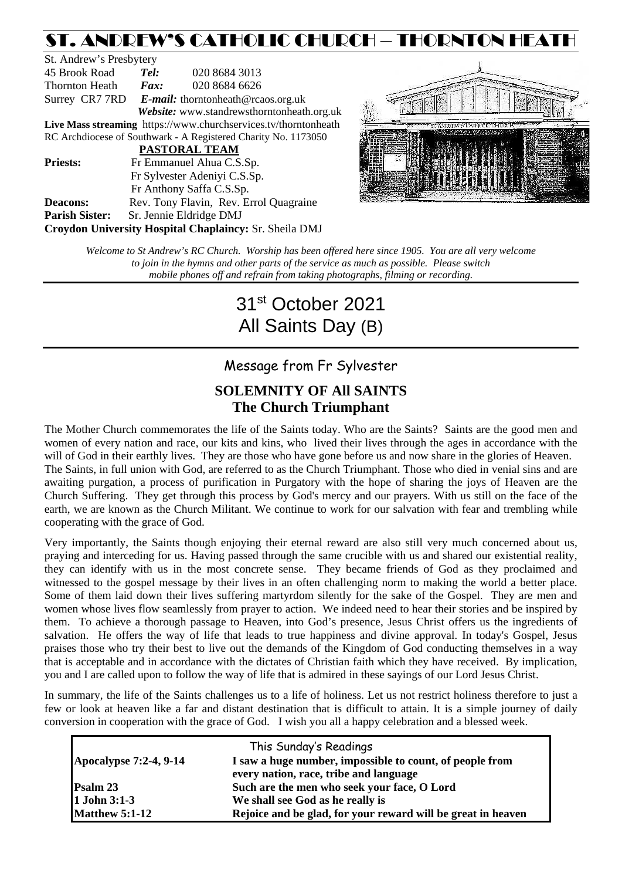# ST. ANDREW'S CATHOLIC CHURCH – THORNTON HEATH

St. Andrew's Presbytery
45 Brook Road *Tel:* 020 8684 3013
Thornton Heath *Fax:* 020 8684 6626
Surrey CR7 7RD *E-mail:* thorntonheath@rcaos.org.uk
*Website:* www.standrewsthorntonheath.org.uk
**Live Mass streaming** https://www.churchservices.tv/thorntonheath
RC Archdiocese of Southwark - A Registered Charity No. 1173050

**PASTORAL TEAM**

**Priests:** Fr Emmanuel Ahua C.S.Sp.
Fr Sylvester Adeniyi C.S.Sp.
Fr Anthony Saffa C.S.Sp.
**Deacons:** Rev. Tony Flavin, Rev. Errol Quagraine
**Parish Sister:** Sr. Jennie Eldridge DMJ
**Croydon University Hospital Chaplaincy:** Sr. Sheila DMJ

*Welcome to St Andrew's RC Church. Worship has been offered here since 1905. You are all very welcome to join in the hymns and other parts of the service as much as possible. Please switch mobile phones off and refrain from taking photographs, filming or recording.*

# 31st October 2021
# All Saints Day (B)

## Message from Fr Sylvester

### SOLEMNITY OF All SAINTS
### The Church Triumphant

The Mother Church commemorates the life of the Saints today. Who are the Saints? Saints are the good men and women of every nation and race, our kits and kins, who lived their lives through the ages in accordance with the will of God in their earthly lives. They are those who have gone before us and now share in the glories of Heaven. The Saints, in full union with God, are referred to as the Church Triumphant. Those who died in venial sins and are awaiting purgation, a process of purification in Purgatory with the hope of sharing the joys of Heaven are the Church Suffering. They get through this process by God's mercy and our prayers. With us still on the face of the earth, we are known as the Church Militant. We continue to work for our salvation with fear and trembling while cooperating with the grace of God.

Very importantly, the Saints though enjoying their eternal reward are also still very much concerned about us, praying and interceding for us. Having passed through the same crucible with us and shared our existential reality, they can identify with us in the most concrete sense. They became friends of God as they proclaimed and witnessed to the gospel message by their lives in an often challenging norm to making the world a better place. Some of them laid down their lives suffering martyrdom silently for the sake of the Gospel. They are men and women whose lives flow seamlessly from prayer to action. We indeed need to hear their stories and be inspired by them. To achieve a thorough passage to Heaven, into God's presence, Jesus Christ offers us the ingredients of salvation. He offers the way of life that leads to true happiness and divine approval. In today's Gospel, Jesus praises those who try their best to live out the demands of the Kingdom of God conducting themselves in a way that is acceptable and in accordance with the dictates of Christian faith which they have received. By implication, you and I are called upon to follow the way of life that is admired in these sayings of our Lord Jesus Christ.

In summary, the life of the Saints challenges us to a life of holiness. Let us not restrict holiness therefore to just a few or look at heaven like a far and distant destination that is difficult to attain. It is a simple journey of daily conversion in cooperation with the grace of God. I wish you all a happy celebration and a blessed week.

| This Sunday's Readings | |
|---|---|
| **Apocalypse 7:2-4, 9-14** | **I saw a huge number, impossible to count, of people from every nation, race, tribe and language** |
| **Psalm 23** | **Such are the men who seek your face, O Lord** |
| **1 John 3:1-3** | **We shall see God as he really is** |
| **Matthew 5:1-12** | **Rejoice and be glad, for your reward will be great in heaven** |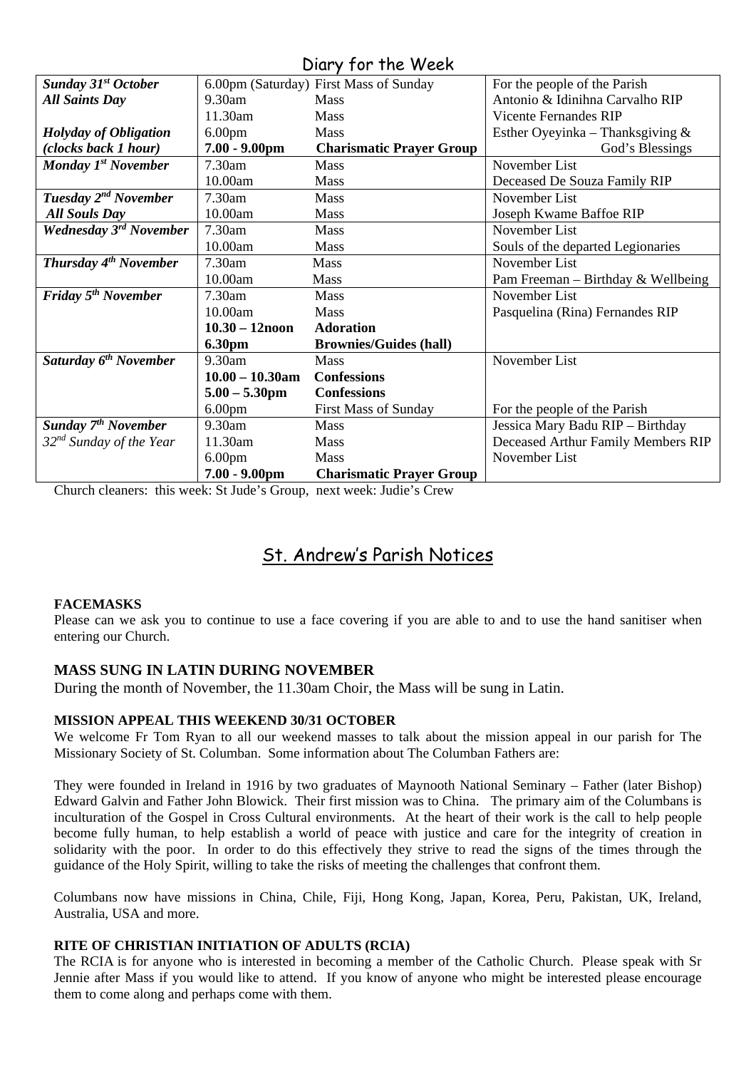## Diary for the Week

| | | | |
|---|---|---|---|
| ***Sunday 31st October*** | 6.00pm (Saturday) | First Mass of Sunday | For the people of the Parish |
| ***All Saints Day*** | 9.30am | Mass | Antonio & Idinihna Carvalho RIP |
| | 11.30am | Mass | Vicente Fernandes RIP |
| ***Holyday of Obligation*** | 6.00pm | Mass | Esther Oyeyinka – Thanksgiving & God's Blessings |
| ***(clocks back 1 hour)*** | **7.00 - 9.00pm** | **Charismatic Prayer Group** | |
| ***Monday 1st November*** | 7.30am | Mass | November List |
| | 10.00am | Mass | Deceased De Souza Family RIP |
| ***Tuesday 2nd November*** | 7.30am | Mass | November List |
| ***All Souls Day*** | 10.00am | Mass | Joseph Kwame Baffoe RIP |
| ***Wednesday 3rd November*** | 7.30am | Mass | November List |
| | 10.00am | Mass | Souls of the departed Legionaries |
| ***Thursday 4th November*** | 7.30am | Mass | November List |
| | 10.00am | Mass | Pam Freeman – Birthday & Wellbeing |
| ***Friday 5th November*** | 7.30am | Mass | November List |
| | 10.00am | Mass | Pasquelina (Rina) Fernandes RIP |
| | **10.30 – 12noon** | **Adoration** | |
| | **6.30pm** | **Brownies/Guides (hall)** | |
| ***Saturday 6th November*** | 9.30am | Mass | November List |
| | **10.00 – 10.30am** | **Confessions** | |
| | **5.00 – 5.30pm** | **Confessions** | |
| | 6.00pm | First Mass of Sunday | For the people of the Parish |
| ***Sunday 7th November*** | 9.30am | Mass | Jessica Mary Badu RIP – Birthday |
| *32nd Sunday of the Year* | 11.30am | Mass | Deceased Arthur Family Members RIP |
| | 6.00pm | Mass | November List |
| | **7.00 - 9.00pm** | **Charismatic Prayer Group** | |

Church cleaners: this week: St Jude's Group, next week: Judie's Crew

## St. Andrew's Parish Notices

**FACEMASKS**

Please can we ask you to continue to use a face covering if you are able to and to use the hand sanitiser when entering our Church.

**MASS SUNG IN LATIN DURING NOVEMBER**

During the month of November, the 11.30am Choir, the Mass will be sung in Latin.

**MISSION APPEAL THIS WEEKEND 30/31 OCTOBER**

We welcome Fr Tom Ryan to all our weekend masses to talk about the mission appeal in our parish for The Missionary Society of St. Columban. Some information about The Columban Fathers are:

They were founded in Ireland in 1916 by two graduates of Maynooth National Seminary – Father (later Bishop) Edward Galvin and Father John Blowick. Their first mission was to China. The primary aim of the Columbans is inculturation of the Gospel in Cross Cultural environments. At the heart of their work is the call to help people become fully human, to help establish a world of peace with justice and care for the integrity of creation in solidarity with the poor. In order to do this effectively they strive to read the signs of the times through the guidance of the Holy Spirit, willing to take the risks of meeting the challenges that confront them.

Columbans now have missions in China, Chile, Fiji, Hong Kong, Japan, Korea, Peru, Pakistan, UK, Ireland, Australia, USA and more.

**RITE OF CHRISTIAN INITIATION OF ADULTS (RCIA)**

The RCIA is for anyone who is interested in becoming a member of the Catholic Church. Please speak with Sr Jennie after Mass if you would like to attend. If you know of anyone who might be interested please encourage them to come along and perhaps come with them.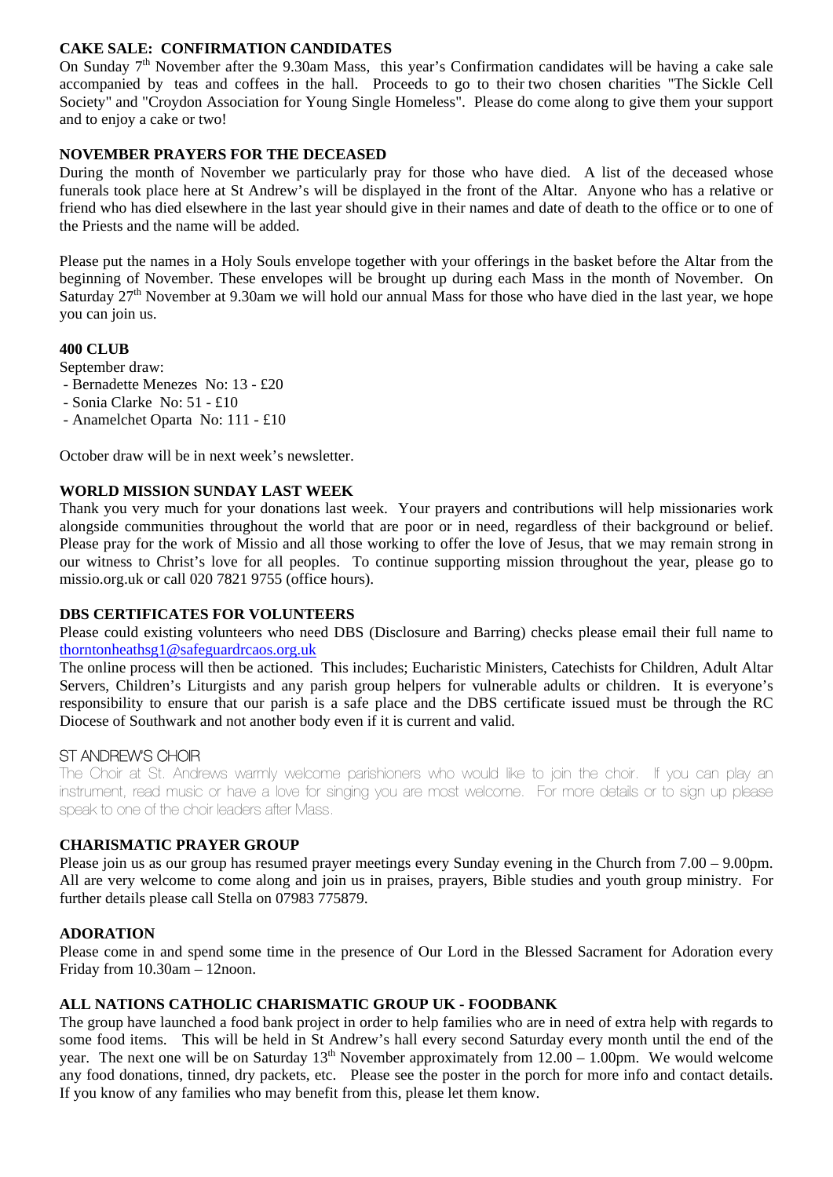## CAKE SALE: CONFIRMATION CANDIDATES

On Sunday 7th November after the 9.30am Mass, this year's Confirmation candidates will be having a cake sale accompanied by teas and coffees in the hall. Proceeds to go to their two chosen charities "The Sickle Cell Society" and "Croydon Association for Young Single Homeless". Please do come along to give them your support and to enjoy a cake or two!

## NOVEMBER PRAYERS FOR THE DECEASED

During the month of November we particularly pray for those who have died. A list of the deceased whose funerals took place here at St Andrew's will be displayed in the front of the Altar. Anyone who has a relative or friend who has died elsewhere in the last year should give in their names and date of death to the office or to one of the Priests and the name will be added.

Please put the names in a Holy Souls envelope together with your offerings in the basket before the Altar from the beginning of November. These envelopes will be brought up during each Mass in the month of November. On Saturday 27th November at 9.30am we will hold our annual Mass for those who have died in the last year, we hope you can join us.

## 400 CLUB

September draw:

- Bernadette Menezes No: 13 - £20
- Sonia Clarke No: 51 - £10
- Anamelchet Oparta No: 111 - £10

October draw will be in next week's newsletter.

## WORLD MISSION SUNDAY LAST WEEK

Thank you very much for your donations last week. Your prayers and contributions will help missionaries work alongside communities throughout the world that are poor or in need, regardless of their background or belief. Please pray for the work of Missio and all those working to offer the love of Jesus, that we may remain strong in our witness to Christ's love for all peoples. To continue supporting mission throughout the year, please go to missio.org.uk or call 020 7821 9755 (office hours).

## DBS CERTIFICATES FOR VOLUNTEERS

Please could existing volunteers who need DBS (Disclosure and Barring) checks please email their full name to thorntonheathsg1@safeguardrcaos.org.uk

The online process will then be actioned. This includes; Eucharistic Ministers, Catechists for Children, Adult Altar Servers, Children's Liturgists and any parish group helpers for vulnerable adults or children. It is everyone's responsibility to ensure that our parish is a safe place and the DBS certificate issued must be through the RC Diocese of Southwark and not another body even if it is current and valid.

## ST ANDREW'S CHOIR

The Choir at St. Andrews warmly welcome parishioners who would like to join the choir. If you can play an instrument, read music or have a love for singing you are most welcome. For more details or to sign up please speak to one of the choir leaders after Mass.

## CHARISMATIC PRAYER GROUP

Please join us as our group has resumed prayer meetings every Sunday evening in the Church from 7.00 – 9.00pm. All are very welcome to come along and join us in praises, prayers, Bible studies and youth group ministry. For further details please call Stella on 07983 775879.

## ADORATION

Please come in and spend some time in the presence of Our Lord in the Blessed Sacrament for Adoration every Friday from 10.30am – 12noon.

## ALL NATIONS CATHOLIC CHARISMATIC GROUP UK - FOODBANK

The group have launched a food bank project in order to help families who are in need of extra help with regards to some food items. This will be held in St Andrew's hall every second Saturday every month until the end of the year. The next one will be on Saturday 13th November approximately from 12.00 – 1.00pm. We would welcome any food donations, tinned, dry packets, etc. Please see the poster in the porch for more info and contact details. If you know of any families who may benefit from this, please let them know.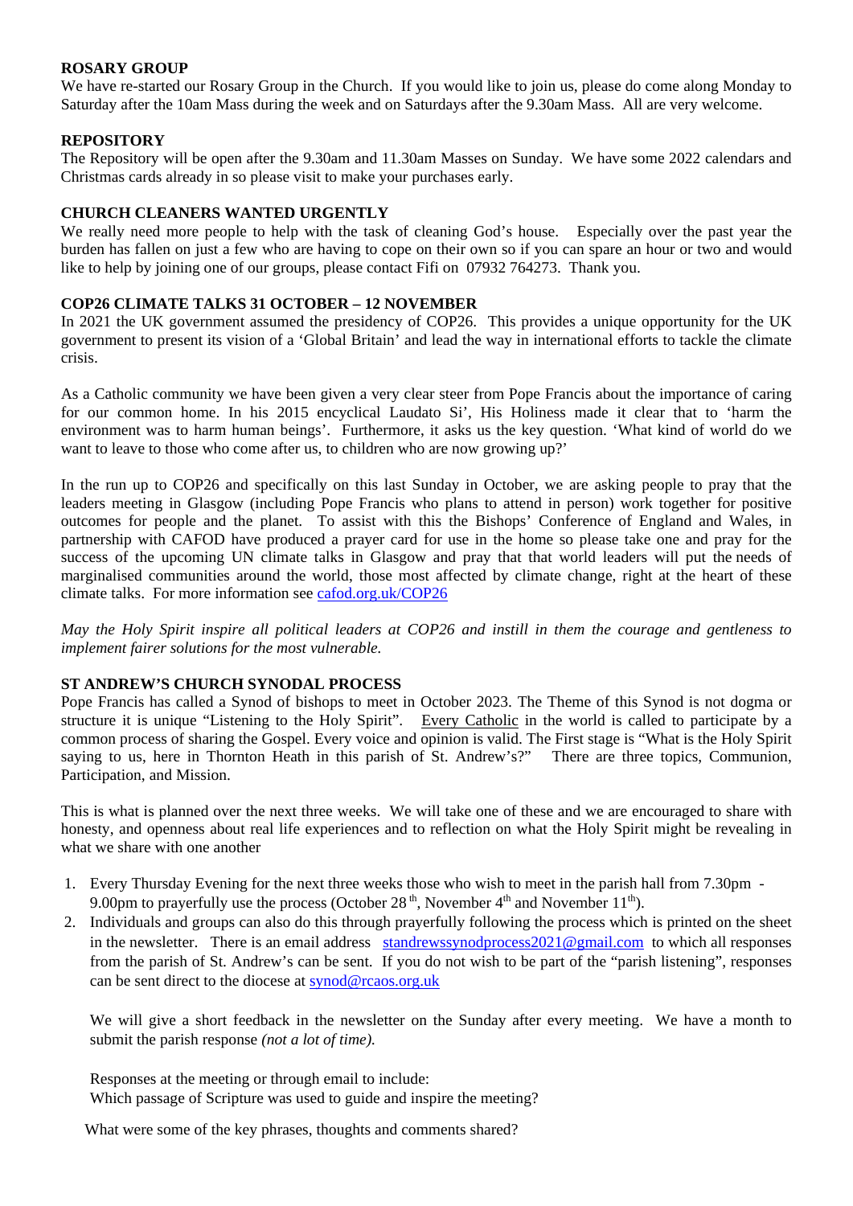**ROSARY GROUP**

We have re-started our Rosary Group in the Church. If you would like to join us, please do come along Monday to Saturday after the 10am Mass during the week and on Saturdays after the 9.30am Mass. All are very welcome.

**REPOSITORY**

The Repository will be open after the 9.30am and 11.30am Masses on Sunday. We have some 2022 calendars and Christmas cards already in so please visit to make your purchases early.

**CHURCH CLEANERS WANTED URGENTLY**

We really need more people to help with the task of cleaning God's house. Especially over the past year the burden has fallen on just a few who are having to cope on their own so if you can spare an hour or two and would like to help by joining one of our groups, please contact Fifi on 07932 764273. Thank you.

**COP26 CLIMATE TALKS 31 OCTOBER – 12 NOVEMBER**

In 2021 the UK government assumed the presidency of COP26. This provides a unique opportunity for the UK government to present its vision of a 'Global Britain' and lead the way in international efforts to tackle the climate crisis.

As a Catholic community we have been given a very clear steer from Pope Francis about the importance of caring for our common home. In his 2015 encyclical Laudato Si', His Holiness made it clear that to 'harm the environment was to harm human beings'. Furthermore, it asks us the key question. 'What kind of world do we want to leave to those who come after us, to children who are now growing up?'

In the run up to COP26 and specifically on this last Sunday in October, we are asking people to pray that the leaders meeting in Glasgow (including Pope Francis who plans to attend in person) work together for positive outcomes for people and the planet. To assist with this the Bishops' Conference of England and Wales, in partnership with CAFOD have produced a prayer card for use in the home so please take one and pray for the success of the upcoming UN climate talks in Glasgow and pray that that world leaders will put the needs of marginalised communities around the world, those most affected by climate change, right at the heart of these climate talks. For more information see cafod.org.uk/COP26

*May the Holy Spirit inspire all political leaders at COP26 and instill in them the courage and gentleness to implement fairer solutions for the most vulnerable.*

**ST ANDREW'S CHURCH SYNODAL PROCESS**

Pope Francis has called a Synod of bishops to meet in October 2023. The Theme of this Synod is not dogma or structure it is unique "Listening to the Holy Spirit". Every Catholic in the world is called to participate by a common process of sharing the Gospel. Every voice and opinion is valid. The First stage is "What is the Holy Spirit saying to us, here in Thornton Heath in this parish of St. Andrew's?" There are three topics, Communion, Participation, and Mission.

This is what is planned over the next three weeks. We will take one of these and we are encouraged to share with honesty, and openness about real life experiences and to reflection on what the Holy Spirit might be revealing in what we share with one another

1. Every Thursday Evening for the next three weeks those who wish to meet in the parish hall from 7.30pm - 9.00pm to prayerfully use the process (October 28th, November 4th and November 11th).
2. Individuals and groups can also do this through prayerfully following the process which is printed on the sheet in the newsletter. There is an email address standrewssynodprocess2021@gmail.com to which all responses from the parish of St. Andrew's can be sent. If you do not wish to be part of the "parish listening", responses can be sent direct to the diocese at synod@rcaos.org.uk

   We will give a short feedback in the newsletter on the Sunday after every meeting. We have a month to submit the parish response *(not a lot of time).*

   Responses at the meeting or through email to include:
   Which passage of Scripture was used to guide and inspire the meeting?

   What were some of the key phrases, thoughts and comments shared?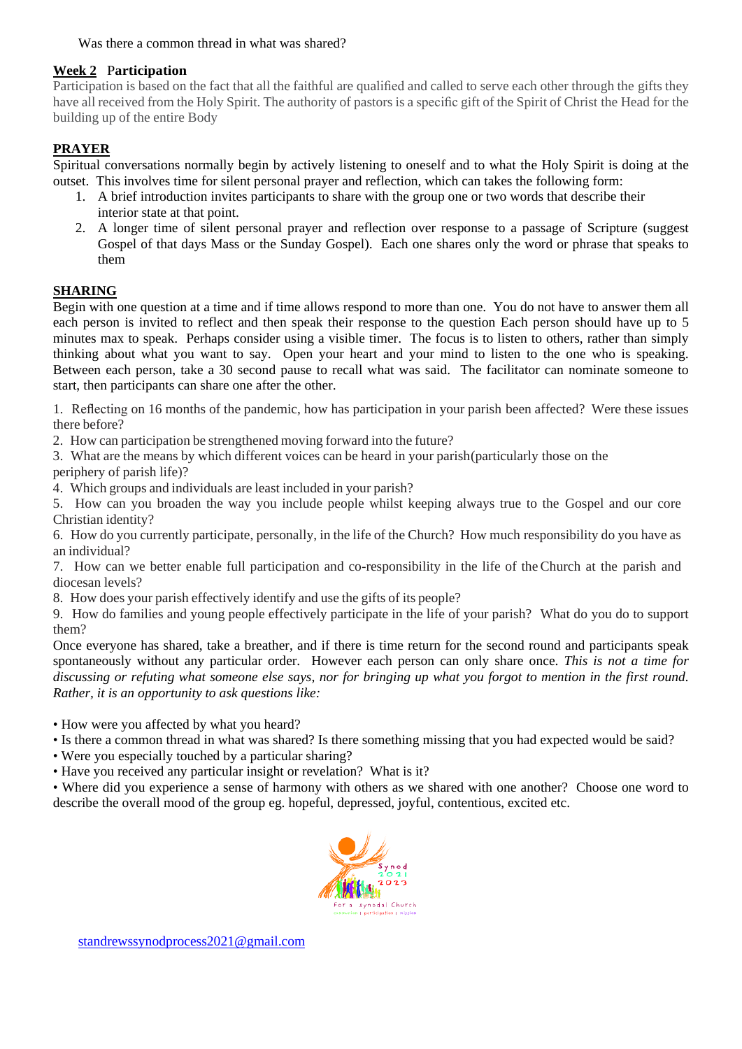Was there a common thread in what was shared?

**Week 2** **Participation**

Participation is based on the fact that all the faithful are qualified and called to serve each other through the gifts they have all received from the Holy Spirit. The authority of pastors is a specific gift of the Spirit of Christ the Head for the building up of the entire Body

**PRAYER**

Spiritual conversations normally begin by actively listening to oneself and to what the Holy Spirit is doing at the outset. This involves time for silent personal prayer and reflection, which can takes the following form:

1. A brief introduction invites participants to share with the group one or two words that describe their interior state at that point.
2. A longer time of silent personal prayer and reflection over response to a passage of Scripture (suggest Gospel of that days Mass or the Sunday Gospel). Each one shares only the word or phrase that speaks to them

**SHARING**

Begin with one question at a time and if time allows respond to more than one. You do not have to answer them all each person is invited to reflect and then speak their response to the question Each person should have up to 5 minutes max to speak. Perhaps consider using a visible timer. The focus is to listen to others, rather than simply thinking about what you want to say. Open your heart and your mind to listen to the one who is speaking. Between each person, take a 30 second pause to recall what was said. The facilitator can nominate someone to start, then participants can share one after the other.

1. Reflecting on 16 months of the pandemic, how has participation in your parish been affected? Were these issues there before?
2. How can participation be strengthened moving forward into the future?
3. What are the means by which different voices can be heard in your parish(particularly those on the periphery of parish life)?
4. Which groups and individuals are least included in your parish?
5. How can you broaden the way you include people whilst keeping always true to the Gospel and our core Christian identity?
6. How do you currently participate, personally, in the life of the Church? How much responsibility do you have as an individual?
7. How can we better enable full participation and co-responsibility in the life of the Church at the parish and diocesan levels?
8. How does your parish effectively identify and use the gifts of its people?
9. How do families and young people effectively participate in the life of your parish? What do you do to support them?

Once everyone has shared, take a breather, and if there is time return for the second round and participants speak spontaneously without any particular order. However each person can only share once. *This is not a time for discussing or refuting what someone else says, nor for bringing up what you forgot to mention in the first round. Rather, it is an opportunity to ask questions like:*

- How were you affected by what you heard?
- Is there a common thread in what was shared? Is there something missing that you had expected would be said?
- Were you especially touched by a particular sharing?
- Have you received any particular insight or revelation? What is it?
- Where did you experience a sense of harmony with others as we shared with one another? Choose one word to describe the overall mood of the group eg. hopeful, depressed, joyful, contentious, excited etc.

Synod 2021 2023

For a synodal Church

communion | participation | mission

standrewssynodprocess2021@gmail.com